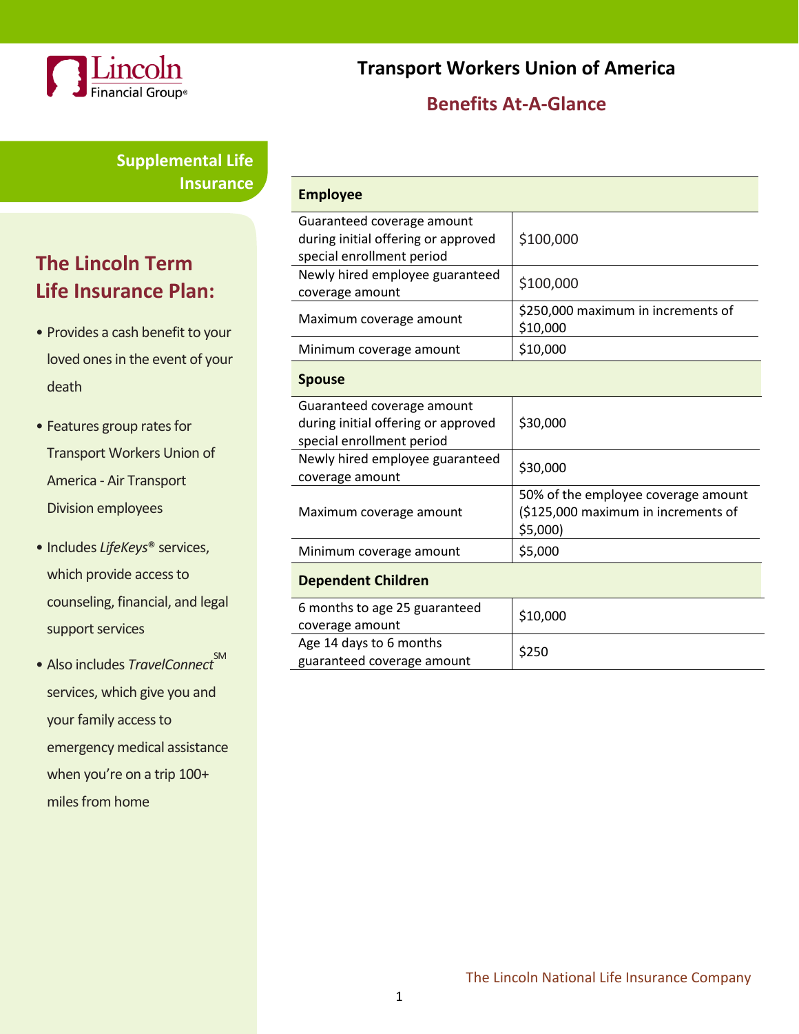Lincoln Financial Group®

# Transport Workers Union of America

## Benefits At-A-Glance

### Supplemental Life Insurance

### The Lincoln Term Life Insurance Plan:

- Provides a cash benefit to your loved ones in the event of your death
- Features group rates for Transport Workers Union of America - Air Transport Division employees
- Includes *LifeKeys*® services, which provide access to counseling, financial, and legal support services
- Also includes *TravelConnect*SM services, which give you and your family access to emergency medical assistance when you're on a trip 100+ miles from home

| **Employee** | |
|---|---|
| Guaranteed coverage amount during initial offering or approved special enrollment period | $100,000 |
| Newly hired employee guaranteed coverage amount | $100,000 |
| Maximum coverage amount | $250,000 maximum in increments of $10,000 |
| Minimum coverage amount | $10,000 |
| **Spouse** | |
| Guaranteed coverage amount during initial offering or approved special enrollment period | $30,000 |
| Newly hired employee guaranteed coverage amount | $30,000 |
| Maximum coverage amount | 50% of the employee coverage amount ($125,000 maximum in increments of $5,000) |
| Minimum coverage amount | $5,000 |
| **Dependent Children** | |
| 6 months to age 25 guaranteed coverage amount | $10,000 |
| Age 14 days to 6 months guaranteed coverage amount | $250 |

The Lincoln National Life Insurance Company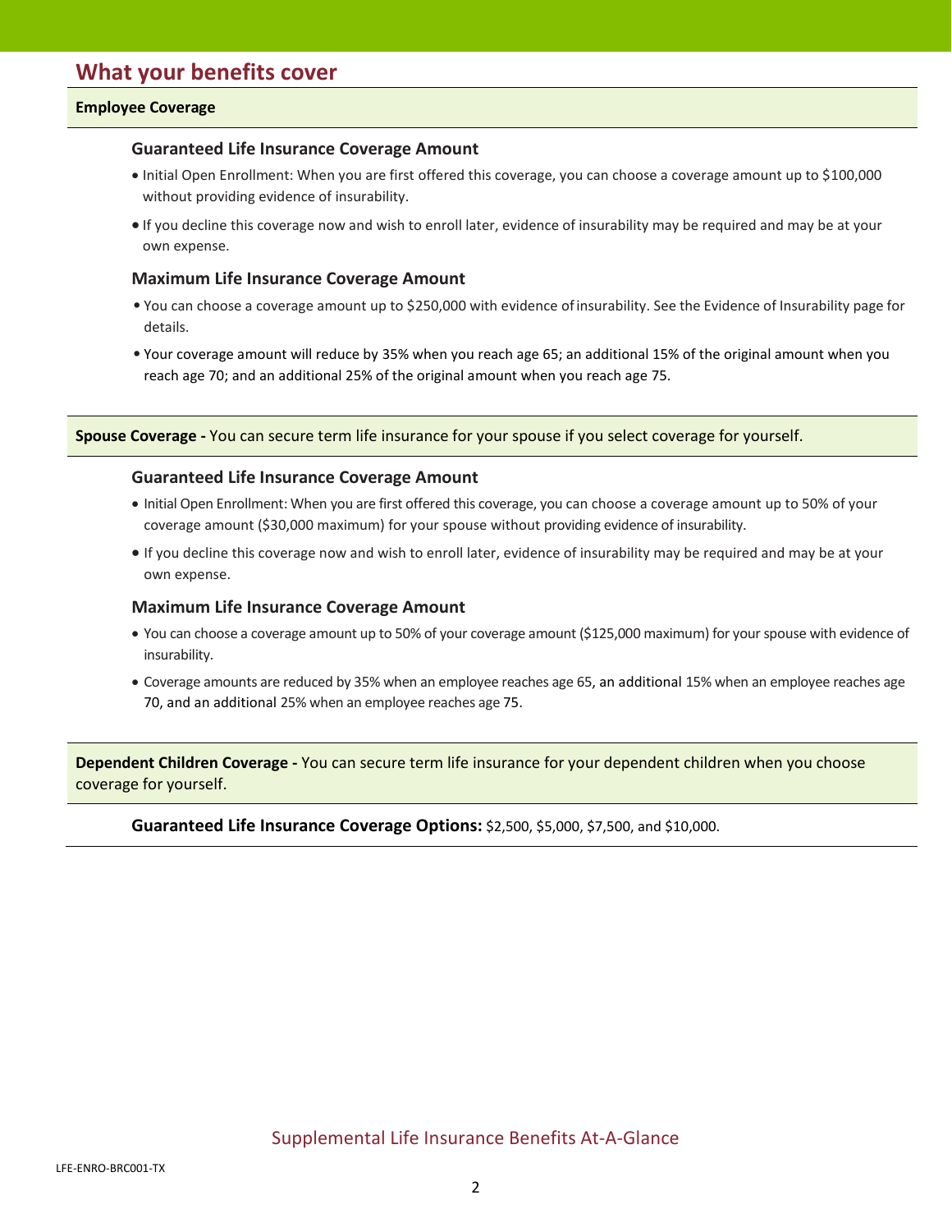## What your benefits cover

**Employee Coverage**

### Guaranteed Life Insurance Coverage Amount

- Initial Open Enrollment: When you are first offered this coverage, you can choose a coverage amount up to $100,000 without providing evidence of insurability.
- If you decline this coverage now and wish to enroll later, evidence of insurability may be required and may be at your own expense.

### Maximum Life Insurance Coverage Amount

- You can choose a coverage amount up to $250,000 with evidence of insurability. See the Evidence of Insurability page for details.
- Your coverage amount will reduce by 35% when you reach age 65; an additional 15% of the original amount when you reach age 70; and an additional 25% of the original amount when you reach age 75.

**Spouse Coverage -** You can secure term life insurance for your spouse if you select coverage for yourself.

### Guaranteed Life Insurance Coverage Amount

- Initial Open Enrollment: When you are first offered this coverage, you can choose a coverage amount up to 50% of your coverage amount ($30,000 maximum) for your spouse without providing evidence of insurability.
- If you decline this coverage now and wish to enroll later, evidence of insurability may be required and may be at your own expense.

### Maximum Life Insurance Coverage Amount

- You can choose a coverage amount up to 50% of your coverage amount ($125,000 maximum) for your spouse with evidence of insurability.
- Coverage amounts are reduced by 35% when an employee reaches age 65, an additional 15% when an employee reaches age 70, and an additional 25% when an employee reaches age 75.

**Dependent Children Coverage -** You can secure term life insurance for your dependent children when you choose coverage for yourself.

**Guaranteed Life Insurance Coverage Options:** $2,500, $5,000, $7,500, and $10,000.

Supplemental Life Insurance Benefits At-A-Glance

LFE-ENRO-BRC001-TX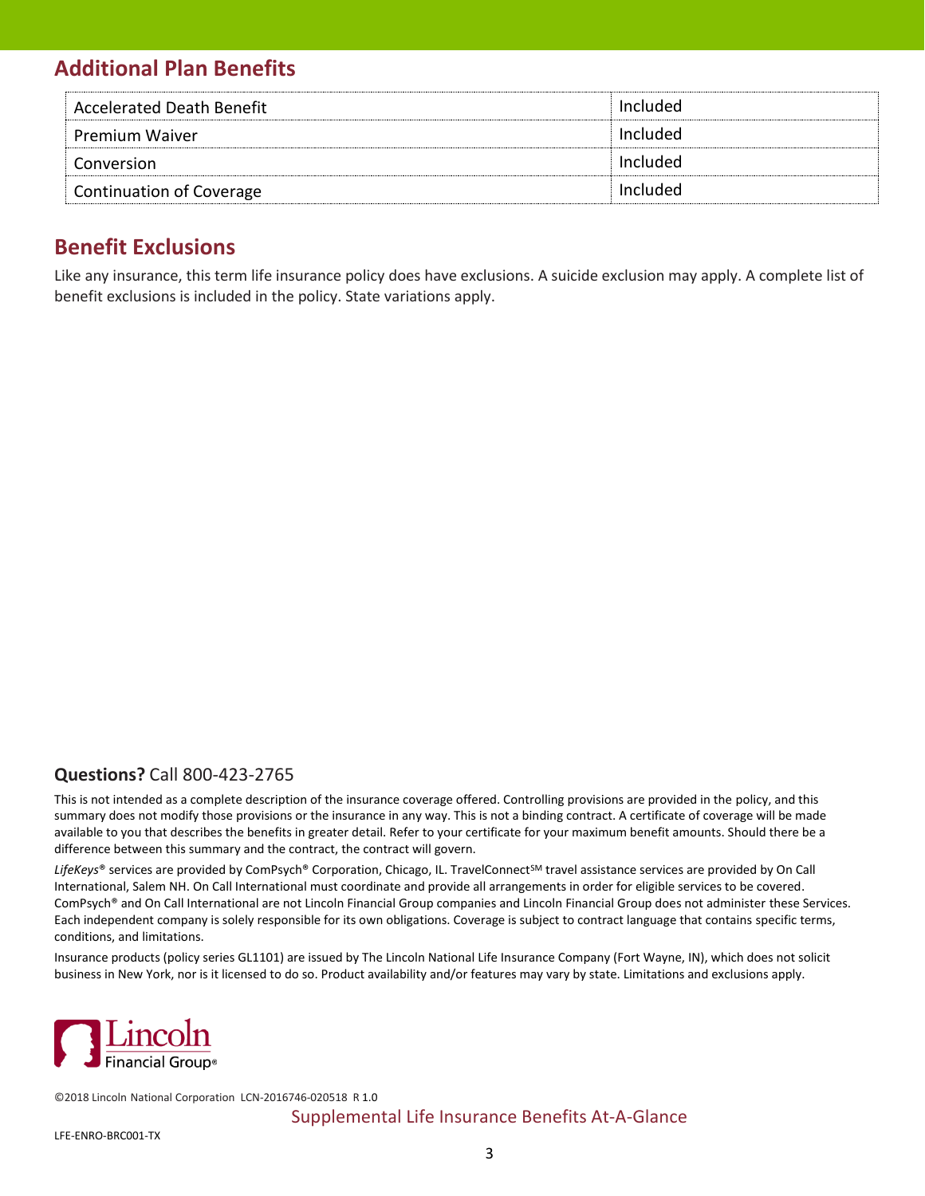## Additional Plan Benefits

| | |
|---|---|
| Accelerated Death Benefit | Included |
| Premium Waiver | Included |
| Conversion | Included |
| Continuation of Coverage | Included |

## Benefit Exclusions

Like any insurance, this term life insurance policy does have exclusions. A suicide exclusion may apply. A complete list of benefit exclusions is included in the policy. State variations apply.

**Questions?** Call 800-423-2765

This is not intended as a complete description of the insurance coverage offered. Controlling provisions are provided in the policy, and this summary does not modify those provisions or the insurance in any way. This is not a binding contract. A certificate of coverage will be made available to you that describes the benefits in greater detail. Refer to your certificate for your maximum benefit amounts. Should there be a difference between this summary and the contract, the contract will govern.

*LifeKeys*® services are provided by ComPsych® Corporation, Chicago, IL. TravelConnect℠ travel assistance services are provided by On Call International, Salem NH. On Call International must coordinate and provide all arrangements in order for eligible services to be covered. ComPsych® and On Call International are not Lincoln Financial Group companies and Lincoln Financial Group does not administer these Services. Each independent company is solely responsible for its own obligations. Coverage is subject to contract language that contains specific terms, conditions, and limitations.

Insurance products (policy series GL1101) are issued by The Lincoln National Life Insurance Company (Fort Wayne, IN), which does not solicit business in New York, nor is it licensed to do so. Product availability and/or features may vary by state. Limitations and exclusions apply.

Lincoln Financial Group®

©2018 Lincoln National Corporation LCN-2016746-020518 R 1.0

LFE-ENRO-BRC001-TX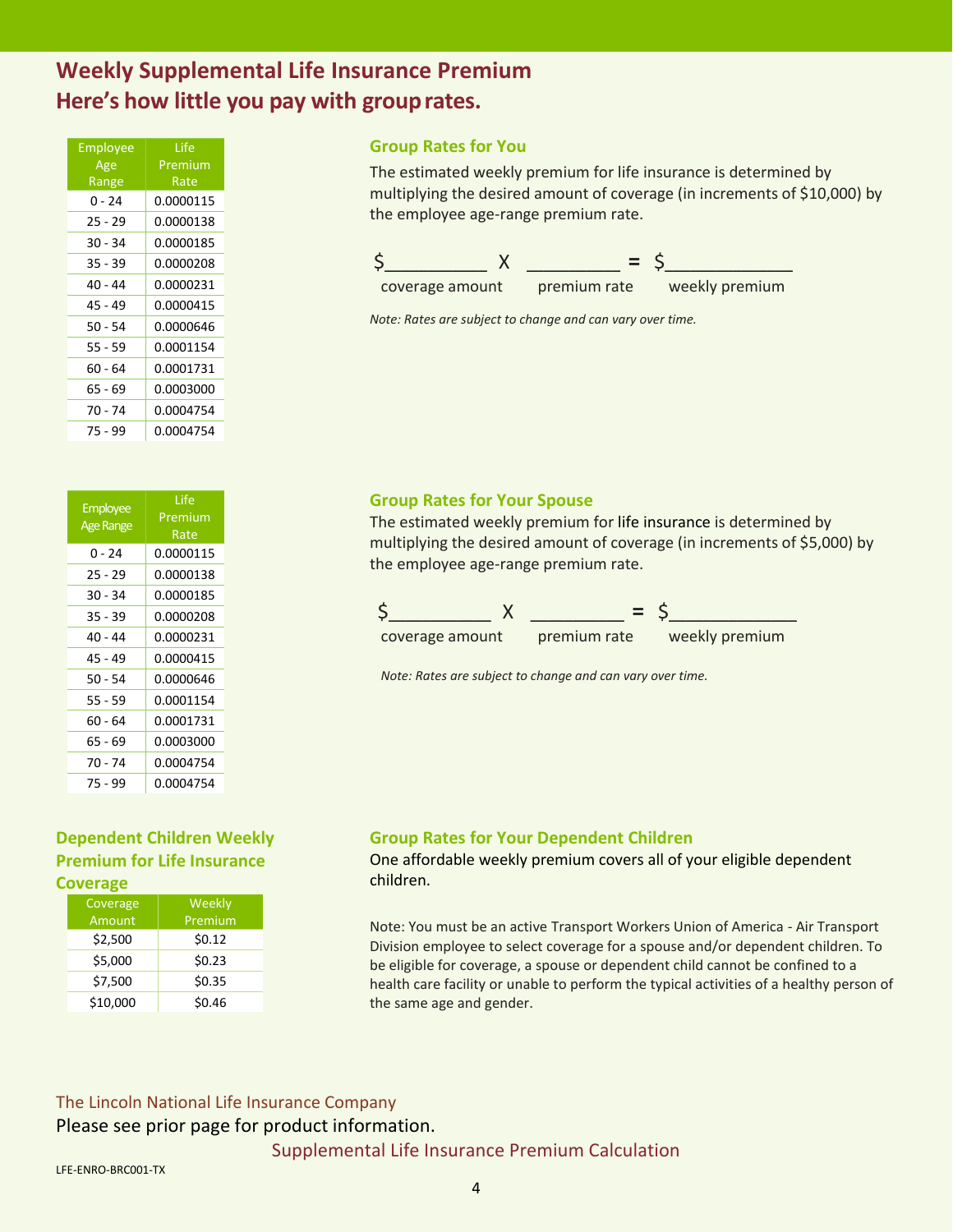# Weekly Supplemental Life Insurance Premium
# Here's how little you pay with group rates.

| Employee Age Range | Life Premium Rate |
|---|---|
| 0 - 24 | 0.0000115 |
| 25 - 29 | 0.0000138 |
| 30 - 34 | 0.0000185 |
| 35 - 39 | 0.0000208 |
| 40 - 44 | 0.0000231 |
| 45 - 49 | 0.0000415 |
| 50 - 54 | 0.0000646 |
| 55 - 59 | 0.0001154 |
| 60 - 64 | 0.0001731 |
| 65 - 69 | 0.0003000 |
| 70 - 74 | 0.0004754 |
| 75 - 99 | 0.0004754 |

### Group Rates for You

The estimated weekly premium for life insurance is determined by multiplying the desired amount of coverage (in increments of $10,000) by the employee age-range premium rate.

$__________ X __________ = $_____________

coverage amount    premium rate    weekly premium

*Note: Rates are subject to change and can vary over time.*

| Employee Age Range | Life Premium Rate |
|---|---|
| 0 - 24 | 0.0000115 |
| 25 - 29 | 0.0000138 |
| 30 - 34 | 0.0000185 |
| 35 - 39 | 0.0000208 |
| 40 - 44 | 0.0000231 |
| 45 - 49 | 0.0000415 |
| 50 - 54 | 0.0000646 |
| 55 - 59 | 0.0001154 |
| 60 - 64 | 0.0001731 |
| 65 - 69 | 0.0003000 |
| 70 - 74 | 0.0004754 |
| 75 - 99 | 0.0004754 |

### Group Rates for Your Spouse

The estimated weekly premium for life insurance is determined by multiplying the desired amount of coverage (in increments of $5,000) by the employee age-range premium rate.

$__________ X __________ = $_____________

coverage amount    premium rate    weekly premium

*Note: Rates are subject to change and can vary over time.*

### Dependent Children Weekly Premium for Life Insurance Coverage

| Coverage Amount | Weekly Premium |
|---|---|
| $2,500 | $0.12 |
| $5,000 | $0.23 |
| $7,500 | $0.35 |
| $10,000 | $0.46 |

### Group Rates for Your Dependent Children

One affordable weekly premium covers all of your eligible dependent children.

Note: You must be an active Transport Workers Union of America - Air Transport Division employee to select coverage for a spouse and/or dependent children. To be eligible for coverage, a spouse or dependent child cannot be confined to a health care facility or unable to perform the typical activities of a healthy person of the same age and gender.

The Lincoln National Life Insurance Company

Please see prior page for product information.

Supplemental Life Insurance Premium Calculation

LFE-ENRO-BRC001-TX